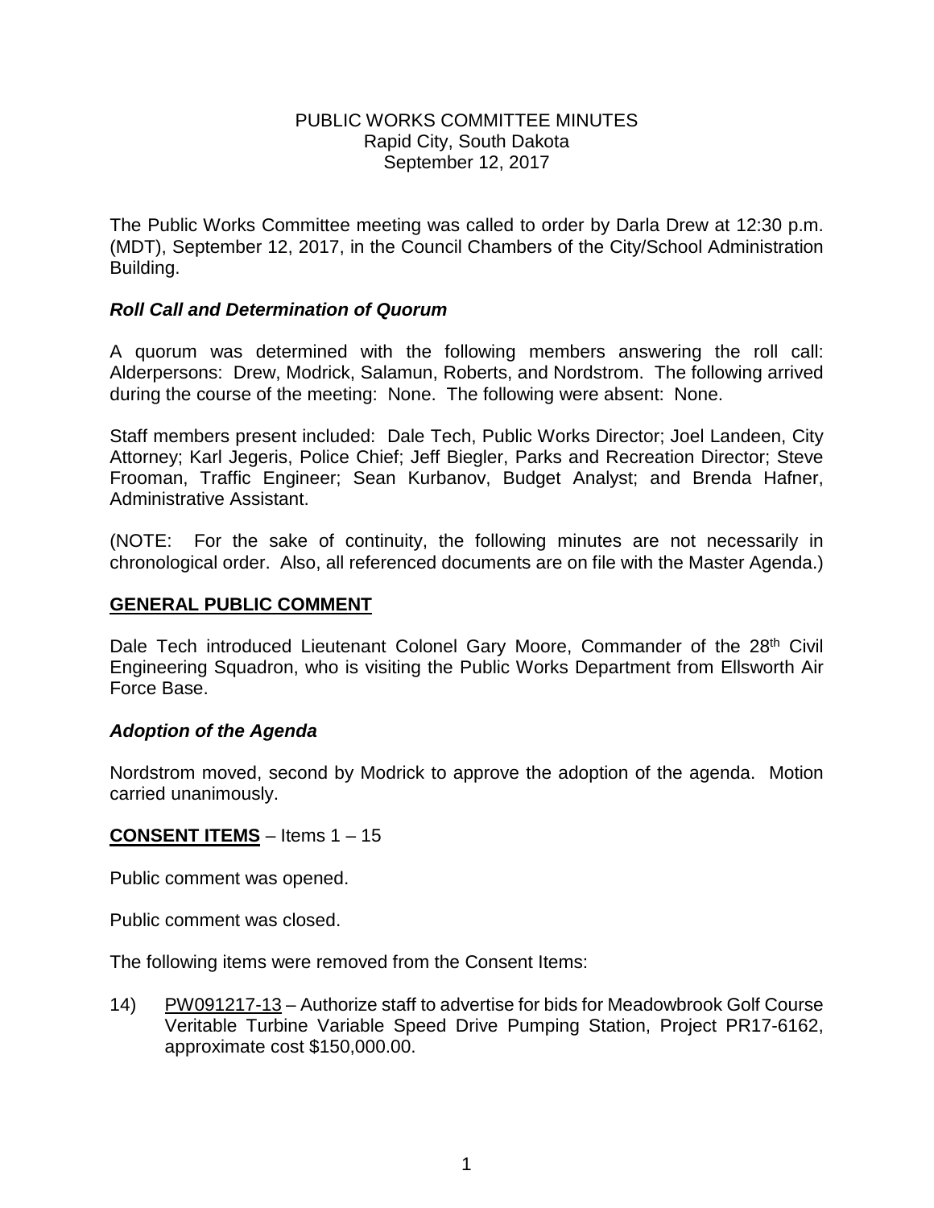# PUBLIC WORKS COMMITTEE MINUTES
Rapid City, South Dakota
September 12, 2017

The Public Works Committee meeting was called to order by Darla Drew at 12:30 p.m. (MDT), September 12, 2017, in the Council Chambers of the City/School Administration Building.

***Roll Call and Determination of Quorum***

A quorum was determined with the following members answering the roll call: Alderpersons: Drew, Modrick, Salamun, Roberts, and Nordstrom. The following arrived during the course of the meeting: None. The following were absent: None.

Staff members present included: Dale Tech, Public Works Director; Joel Landeen, City Attorney; Karl Jegeris, Police Chief; Jeff Biegler, Parks and Recreation Director; Steve Frooman, Traffic Engineer; Sean Kurbanov, Budget Analyst; and Brenda Hafner, Administrative Assistant.

(NOTE: For the sake of continuity, the following minutes are not necessarily in chronological order. Also, all referenced documents are on file with the Master Agenda.)

**GENERAL PUBLIC COMMENT**

Dale Tech introduced Lieutenant Colonel Gary Moore, Commander of the 28th Civil Engineering Squadron, who is visiting the Public Works Department from Ellsworth Air Force Base.

***Adoption of the Agenda***

Nordstrom moved, second by Modrick to approve the adoption of the agenda. Motion carried unanimously.

**CONSENT ITEMS** – Items 1 – 15

Public comment was opened.

Public comment was closed.

The following items were removed from the Consent Items:

14) PW091217-13 – Authorize staff to advertise for bids for Meadowbrook Golf Course Veritable Turbine Variable Speed Drive Pumping Station, Project PR17-6162, approximate cost $150,000.00.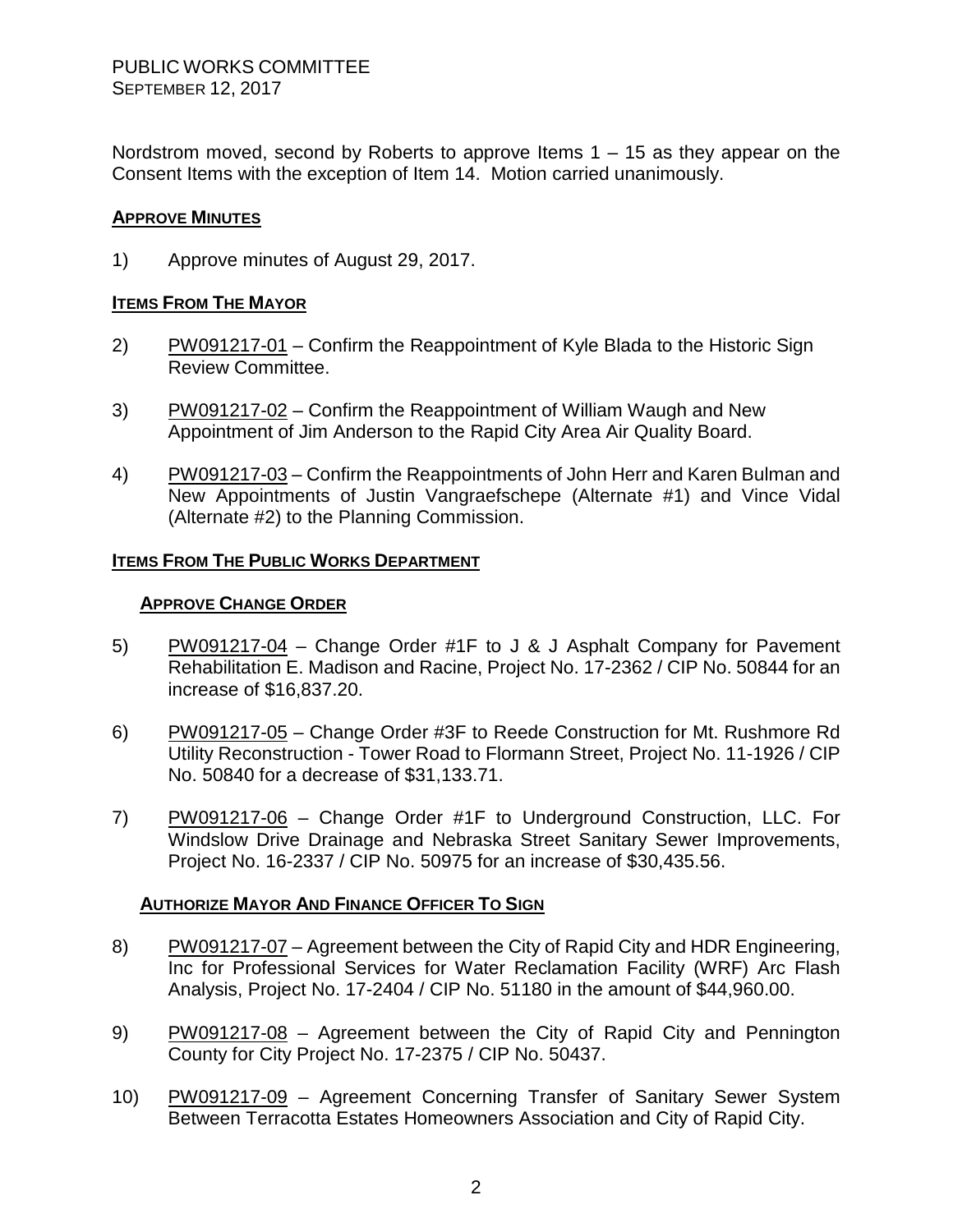PUBLIC WORKS COMMITTEE
SEPTEMBER 12, 2017

Nordstrom moved, second by Roberts to approve Items 1 – 15 as they appear on the Consent Items with the exception of Item 14. Motion carried unanimously.

**APPROVE MINUTES**

1) Approve minutes of August 29, 2017.

**ITEMS FROM THE MAYOR**

2) PW091217-01 – Confirm the Reappointment of Kyle Blada to the Historic Sign Review Committee.

3) PW091217-02 – Confirm the Reappointment of William Waugh and New Appointment of Jim Anderson to the Rapid City Area Air Quality Board.

4) PW091217-03 – Confirm the Reappointments of John Herr and Karen Bulman and New Appointments of Justin Vangraefschepe (Alternate #1) and Vince Vidal (Alternate #2) to the Planning Commission.

**ITEMS FROM THE PUBLIC WORKS DEPARTMENT**

**APPROVE CHANGE ORDER**

5) PW091217-04 – Change Order #1F to J & J Asphalt Company for Pavement Rehabilitation E. Madison and Racine, Project No. 17-2362 / CIP No. 50844 for an increase of $16,837.20.

6) PW091217-05 – Change Order #3F to Reede Construction for Mt. Rushmore Rd Utility Reconstruction - Tower Road to Flormann Street, Project No. 11-1926 / CIP No. 50840 for a decrease of $31,133.71.

7) PW091217-06 – Change Order #1F to Underground Construction, LLC. For Windslow Drive Drainage and Nebraska Street Sanitary Sewer Improvements, Project No. 16-2337 / CIP No. 50975 for an increase of $30,435.56.

**AUTHORIZE MAYOR AND FINANCE OFFICER TO SIGN**

8) PW091217-07 – Agreement between the City of Rapid City and HDR Engineering, Inc for Professional Services for Water Reclamation Facility (WRF) Arc Flash Analysis, Project No. 17-2404 / CIP No. 51180 in the amount of $44,960.00.

9) PW091217-08 – Agreement between the City of Rapid City and Pennington County for City Project No. 17-2375 / CIP No. 50437.

10) PW091217-09 – Agreement Concerning Transfer of Sanitary Sewer System Between Terracotta Estates Homeowners Association and City of Rapid City.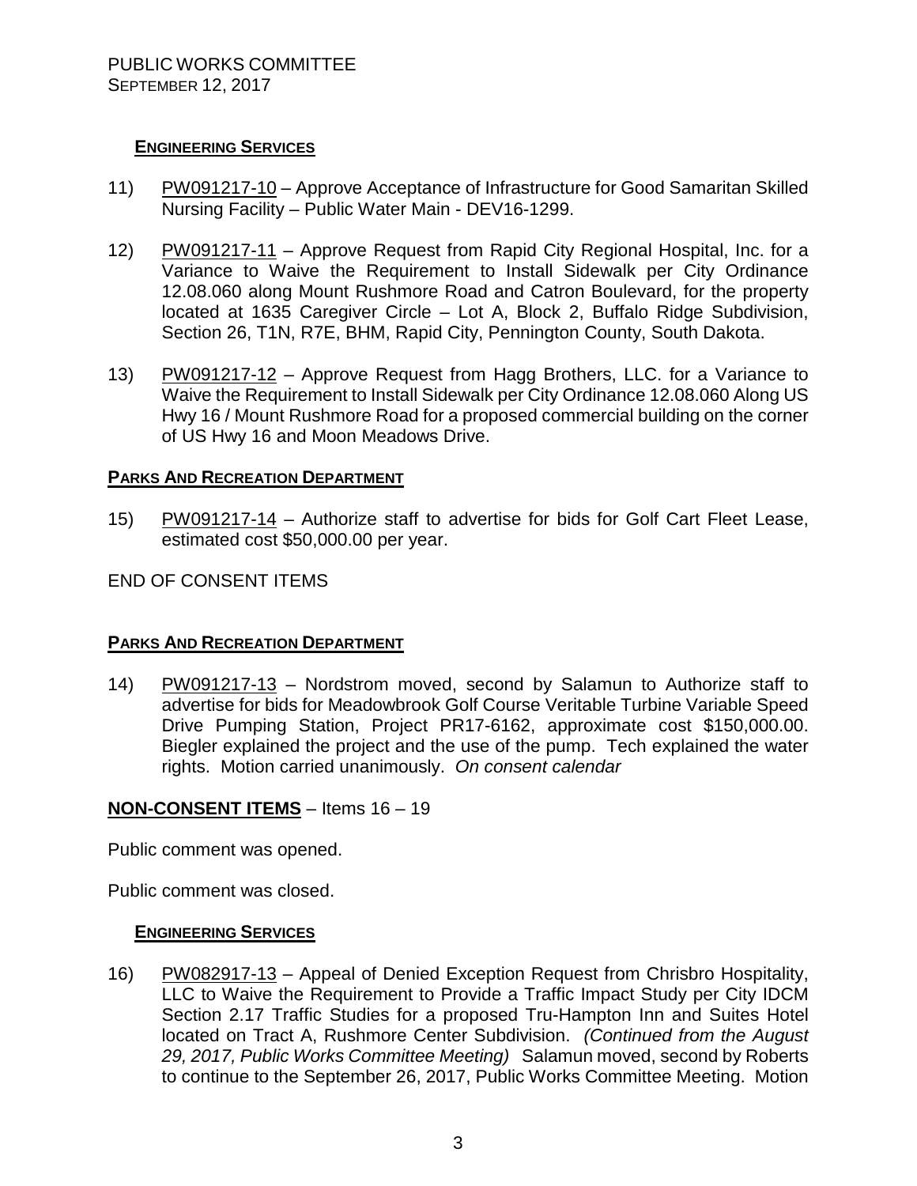PUBLIC WORKS COMMITTEE
SEPTEMBER 12, 2017

### ENGINEERING SERVICES

11) PW091217-10 – Approve Acceptance of Infrastructure for Good Samaritan Skilled Nursing Facility – Public Water Main - DEV16-1299.

12) PW091217-11 – Approve Request from Rapid City Regional Hospital, Inc. for a Variance to Waive the Requirement to Install Sidewalk per City Ordinance 12.08.060 along Mount Rushmore Road and Catron Boulevard, for the property located at 1635 Caregiver Circle – Lot A, Block 2, Buffalo Ridge Subdivision, Section 26, T1N, R7E, BHM, Rapid City, Pennington County, South Dakota.

13) PW091217-12 – Approve Request from Hagg Brothers, LLC. for a Variance to Waive the Requirement to Install Sidewalk per City Ordinance 12.08.060 Along US Hwy 16 / Mount Rushmore Road for a proposed commercial building on the corner of US Hwy 16 and Moon Meadows Drive.

### PARKS AND RECREATION DEPARTMENT

15) PW091217-14 – Authorize staff to advertise for bids for Golf Cart Fleet Lease, estimated cost $50,000.00 per year.

END OF CONSENT ITEMS

### PARKS AND RECREATION DEPARTMENT

14) PW091217-13 – Nordstrom moved, second by Salamun to Authorize staff to advertise for bids for Meadowbrook Golf Course Veritable Turbine Variable Speed Drive Pumping Station, Project PR17-6162, approximate cost $150,000.00. Biegler explained the project and the use of the pump. Tech explained the water rights. Motion carried unanimously. *On consent calendar*

## NON-CONSENT ITEMS – Items 16 – 19

Public comment was opened.

Public comment was closed.

### ENGINEERING SERVICES

16) PW082917-13 – Appeal of Denied Exception Request from Chrisbro Hospitality, LLC to Waive the Requirement to Provide a Traffic Impact Study per City IDCM Section 2.17 Traffic Studies for a proposed Tru-Hampton Inn and Suites Hotel located on Tract A, Rushmore Center Subdivision. *(Continued from the August 29, 2017, Public Works Committee Meeting)* Salamun moved, second by Roberts to continue to the September 26, 2017, Public Works Committee Meeting. Motion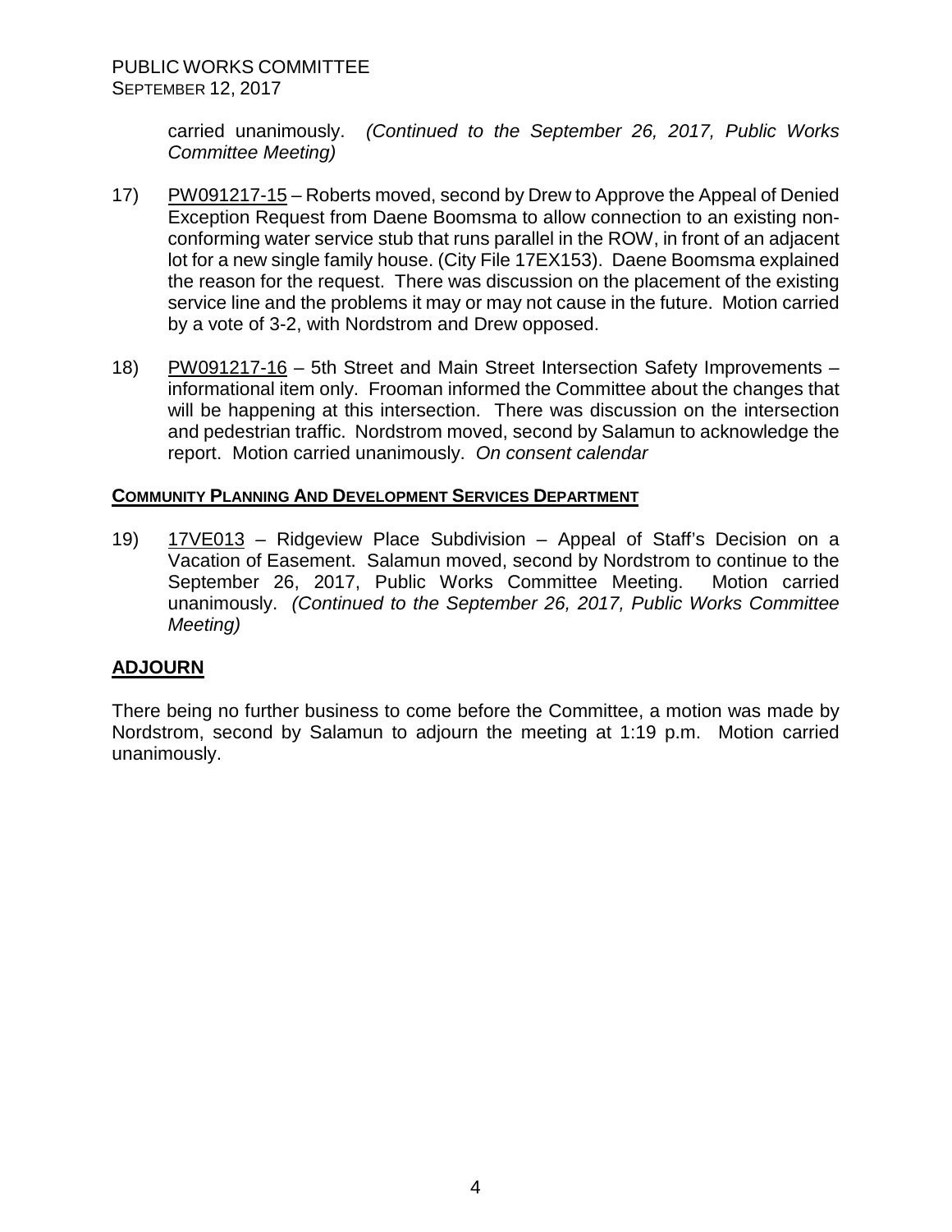carried unanimously. *(Continued to the September 26, 2017, Public Works Committee Meeting)*

17) PW091217-15 – Roberts moved, second by Drew to Approve the Appeal of Denied Exception Request from Daene Boomsma to allow connection to an existing non-conforming water service stub that runs parallel in the ROW, in front of an adjacent lot for a new single family house. (City File 17EX153). Daene Boomsma explained the reason for the request. There was discussion on the placement of the existing service line and the problems it may or may not cause in the future. Motion carried by a vote of 3-2, with Nordstrom and Drew opposed.

18) PW091217-16 – 5th Street and Main Street Intersection Safety Improvements – informational item only. Frooman informed the Committee about the changes that will be happening at this intersection. There was discussion on the intersection and pedestrian traffic. Nordstrom moved, second by Salamun to acknowledge the report. Motion carried unanimously. *On consent calendar*

**COMMUNITY PLANNING AND DEVELOPMENT SERVICES DEPARTMENT**

19) 17VE013 – Ridgeview Place Subdivision – Appeal of Staff's Decision on a Vacation of Easement. Salamun moved, second by Nordstrom to continue to the September 26, 2017, Public Works Committee Meeting. Motion carried unanimously. *(Continued to the September 26, 2017, Public Works Committee Meeting)*

## ADJOURN

There being no further business to come before the Committee, a motion was made by Nordstrom, second by Salamun to adjourn the meeting at 1:19 p.m. Motion carried unanimously.